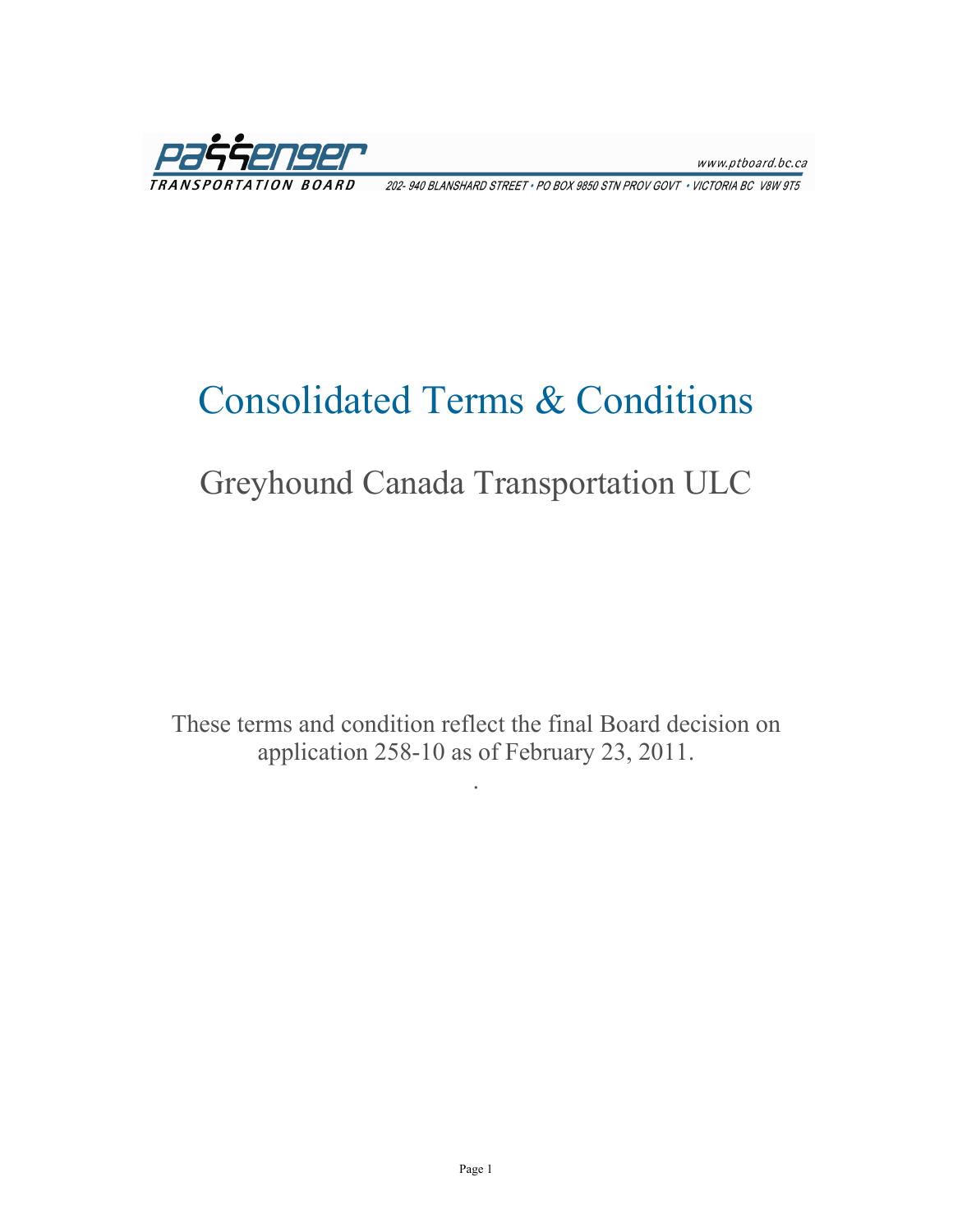PASSENGER TRANSPORTATION BOARD

www.ptboard.bc.ca

202- 940 BLANSHARD STREET • PO BOX 9850 STN PROV GOVT • VICTORIA BC V8W 9T5

# Consolidated Terms & Conditions

## Greyhound Canada Transportation ULC

These terms and condition reflect the final Board decision on application 258-10 as of February 23, 2011.

.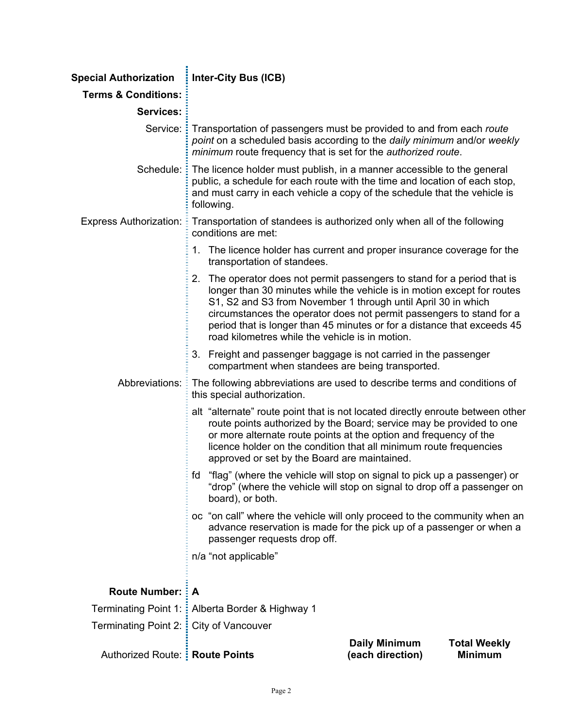**Special Authorization** **Inter-City Bus (ICB)**

**Terms & Conditions:**

**Services:**

Service: Transportation of passengers must be provided to and from each *route point* on a scheduled basis according to the *daily minimum* and/or *weekly minimum* route frequency that is set for the *authorized route*.

Schedule: The licence holder must publish, in a manner accessible to the general public, a schedule for each route with the time and location of each stop, and must carry in each vehicle a copy of the schedule that the vehicle is following.

Express Authorization: Transportation of standees is authorized only when all of the following conditions are met:

1. The licence holder has current and proper insurance coverage for the transportation of standees.
2. The operator does not permit passengers to stand for a period that is longer than 30 minutes while the vehicle is in motion except for routes S1, S2 and S3 from November 1 through until April 30 in which circumstances the operator does not permit passengers to stand for a period that is longer than 45 minutes or for a distance that exceeds 45 road kilometres while the vehicle is in motion.
3. Freight and passenger baggage is not carried in the passenger compartment when standees are being transported.

Abbreviations: The following abbreviations are used to describe terms and conditions of this special authorization.

- alt "alternate" route point that is not located directly enroute between other route points authorized by the Board; service may be provided to one or more alternate route points at the option and frequency of the licence holder on the condition that all minimum route frequencies approved or set by the Board are maintained.
- fd "flag" (where the vehicle will stop on signal to pick up a passenger) or "drop" (where the vehicle will stop on signal to drop off a passenger on board), or both.
- oc "on call" where the vehicle will only proceed to the community when an advance reservation is made for the pick up of a passenger or when a passenger requests drop off.
- n/a "not applicable"

**Route Number:** **A**

Terminating Point 1: Alberta Border & Highway 1

Terminating Point 2: City of Vancouver

| Authorized Route: | **Route Points** | **Daily Minimum (each direction)** | **Total Weekly Minimum** |
|---|---|---|---|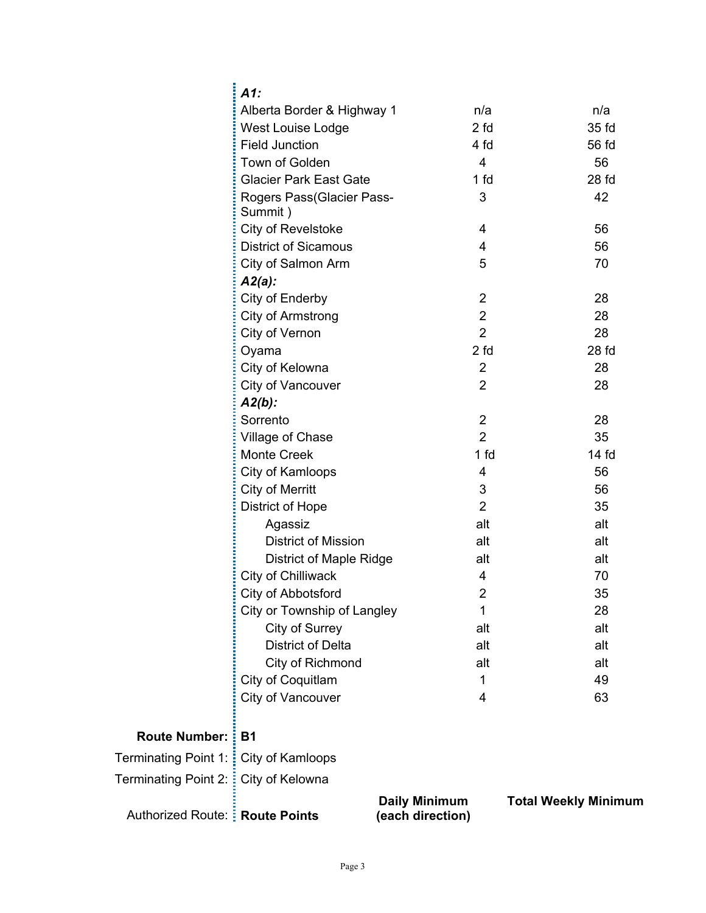| | | |
|---|---|---|
| ***A1:*** | | |
| Alberta Border & Highway 1 | n/a | n/a |
| West Louise Lodge | 2 fd | 35 fd |
| Field Junction | 4 fd | 56 fd |
| Town of Golden | 4 | 56 |
| Glacier Park East Gate | 1 fd | 28 fd |
| Rogers Pass(Glacier Pass-Summit ) | 3 | 42 |
| City of Revelstoke | 4 | 56 |
| District of Sicamous | 4 | 56 |
| City of Salmon Arm | 5 | 70 |
| ***A2(a):*** | | |
| City of Enderby | 2 | 28 |
| City of Armstrong | 2 | 28 |
| City of Vernon | 2 | 28 |
| Oyama | 2 fd | 28 fd |
| City of Kelowna | 2 | 28 |
| City of Vancouver | 2 | 28 |
| ***A2(b):*** | | |
| Sorrento | 2 | 28 |
| Village of Chase | 2 | 35 |
| Monte Creek | 1 fd | 14 fd |
| City of Kamloops | 4 | 56 |
| City of Merritt | 3 | 56 |
| District of Hope | 2 | 35 |
| Agassiz | alt | alt |
| District of Mission | alt | alt |
| District of Maple Ridge | alt | alt |
| City of Chilliwack | 4 | 70 |
| City of Abbotsford | 2 | 35 |
| City or Township of Langley | 1 | 28 |
| City of Surrey | alt | alt |
| District of Delta | alt | alt |
| City of Richmond | alt | alt |
| City of Coquitlam | 1 | 49 |
| City of Vancouver | 4 | 63 |

**Route Number:** **B1**

Terminating Point 1: City of Kamloops

Terminating Point 2: City of Kelowna

| Authorized Route: **Route Points** | **Daily Minimum (each direction)** | **Total Weekly Minimum** |
|---|---|---|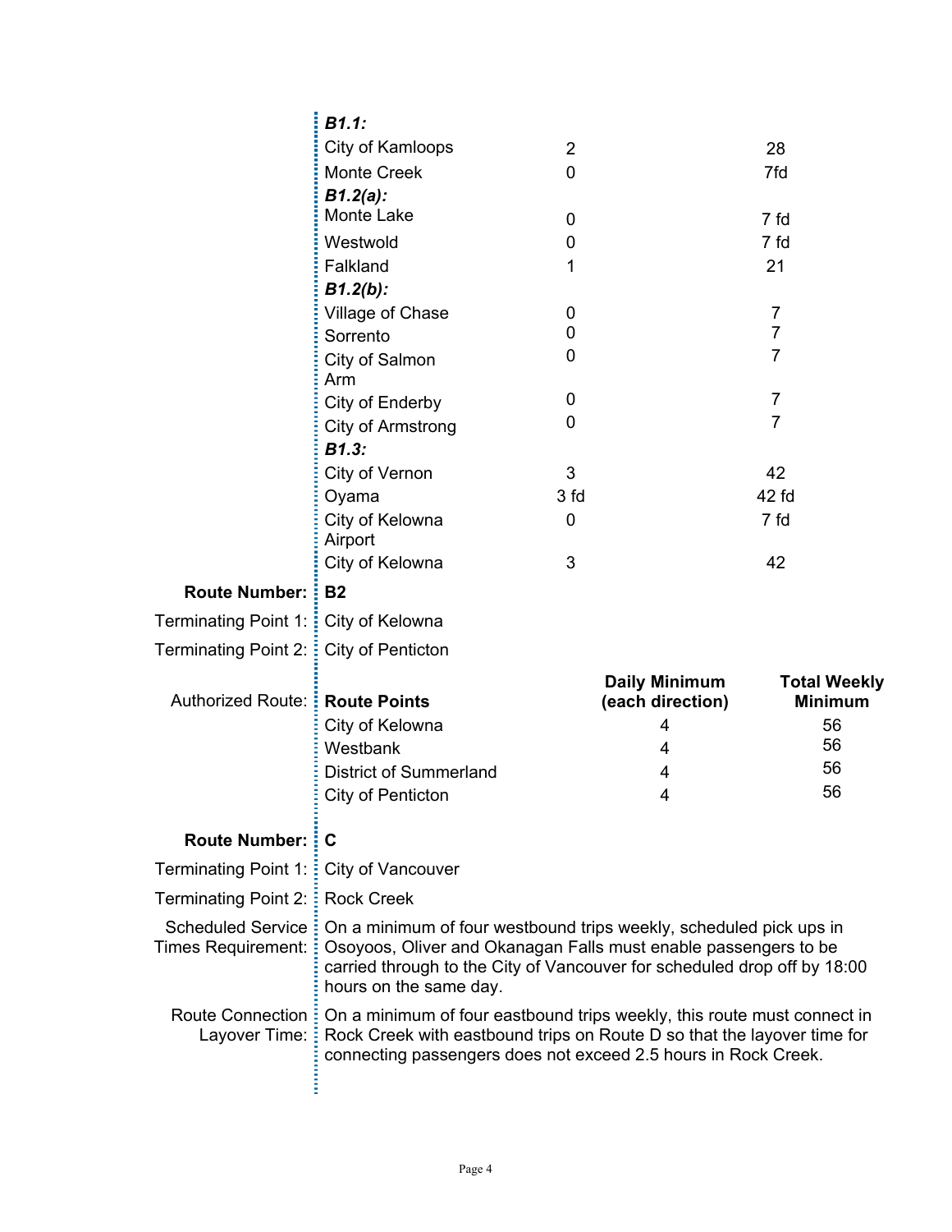| Route Points | Daily Minimum (each direction) | Total Weekly Minimum |
|---|---|---|
| ***B1.1:*** | | |
| City of Kamloops | 2 | 28 |
| Monte Creek | 0 | 7fd |
| ***B1.2(a):*** | | |
| Monte Lake | 0 | 7 fd |
| Westwold | 0 | 7 fd |
| Falkland | 1 | 21 |
| ***B1.2(b):*** | | |
| Village of Chase | 0 | 7 |
| Sorrento | 0 | 7 |
| City of Salmon Arm | 0 | 7 |
| City of Enderby | 0 | 7 |
| City of Armstrong | 0 | 7 |
| ***B1.3:*** | | |
| City of Vernon | 3 | 42 |
| Oyama | 3 fd | 42 fd |
| City of Kelowna Airport | 0 | 7 fd |
| City of Kelowna | 3 | 42 |

**Route Number:** **B2**

Terminating Point 1: City of Kelowna

Terminating Point 2: City of Penticton

Authorized Route:

| Route Points | Daily Minimum (each direction) | Total Weekly Minimum |
|---|---|---|
| City of Kelowna | 4 | 56 |
| Westbank | 4 | 56 |
| District of Summerland | 4 | 56 |
| City of Penticton | 4 | 56 |

**Route Number:** **C**

Terminating Point 1: City of Vancouver

Terminating Point 2: Rock Creek

Scheduled Service Times Requirement: On a minimum of four westbound trips weekly, scheduled pick ups in Osoyoos, Oliver and Okanagan Falls must enable passengers to be carried through to the City of Vancouver for scheduled drop off by 18:00 hours on the same day.

Route Connection Layover Time: On a minimum of four eastbound trips weekly, this route must connect in Rock Creek with eastbound trips on Route D so that the layover time for connecting passengers does not exceed 2.5 hours in Rock Creek.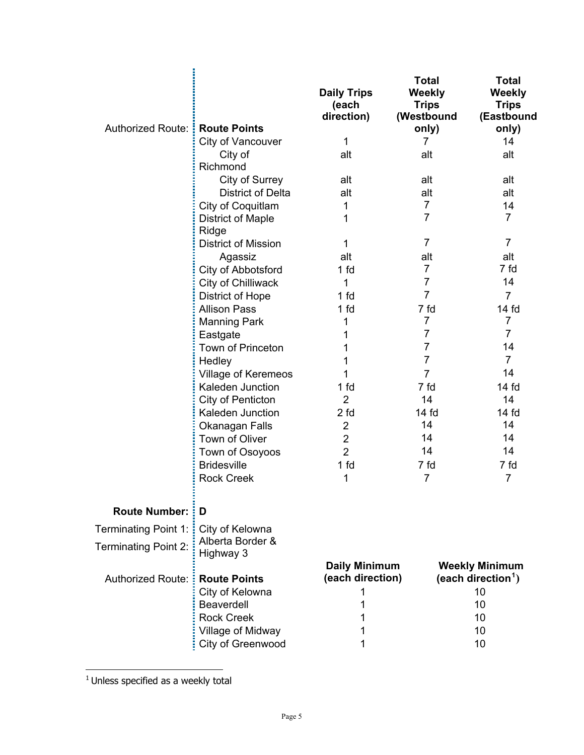| Authorized Route: | Route Points | Daily Trips (each direction) | Total Weekly Trips (Westbound only) | Total Weekly Trips (Eastbound only) |
|---|---|---|---|---|
| | City of Vancouver | 1 | 7 | 14 |
| | City of Richmond | alt | alt | alt |
| | City of Surrey | alt | alt | alt |
| | District of Delta | alt | alt | alt |
| | City of Coquitlam | 1 | 7 | 14 |
| | District of Maple Ridge | 1 | 7 | 7 |
| | District of Mission | 1 | 7 | 7 |
| | Agassiz | alt | alt | alt |
| | City of Abbotsford | 1 fd | 7 | 7 fd |
| | City of Chilliwack | 1 | 7 | 14 |
| | District of Hope | 1 fd | 7 | 7 |
| | Allison Pass | 1 fd | 7 fd | 14 fd |
| | Manning Park | 1 | 7 | 7 |
| | Eastgate | 1 | 7 | 7 |
| | Town of Princeton | 1 | 7 | 14 |
| | Hedley | 1 | 7 | 7 |
| | Village of Keremeos | 1 | 7 | 14 |
| | Kaleden Junction | 1 fd | 7 fd | 14 fd |
| | City of Penticton | 2 | 14 | 14 |
| | Kaleden Junction | 2 fd | 14 fd | 14 fd |
| | Okanagan Falls | 2 | 14 | 14 |
| | Town of Oliver | 2 | 14 | 14 |
| | Town of Osoyoos | 2 | 14 | 14 |
| | Bridesville | 1 fd | 7 fd | 7 fd |
| | Rock Creek | 1 | 7 | 7 |

**Route Number:** **D**

Terminating Point 1: City of Kelowna

Terminating Point 2: Alberta Border & Highway 3

| Authorized Route: | Route Points | Daily Minimum (each direction) | Weekly Minimum (each direction[1]) |
|---|---|---|---|
| | City of Kelowna | 1 | 10 |
| | Beaverdell | 1 | 10 |
| | Rock Creek | 1 | 10 |
| | Village of Midway | 1 | 10 |
| | City of Greenwood | 1 | 10 |

[1] Unless specified as a weekly total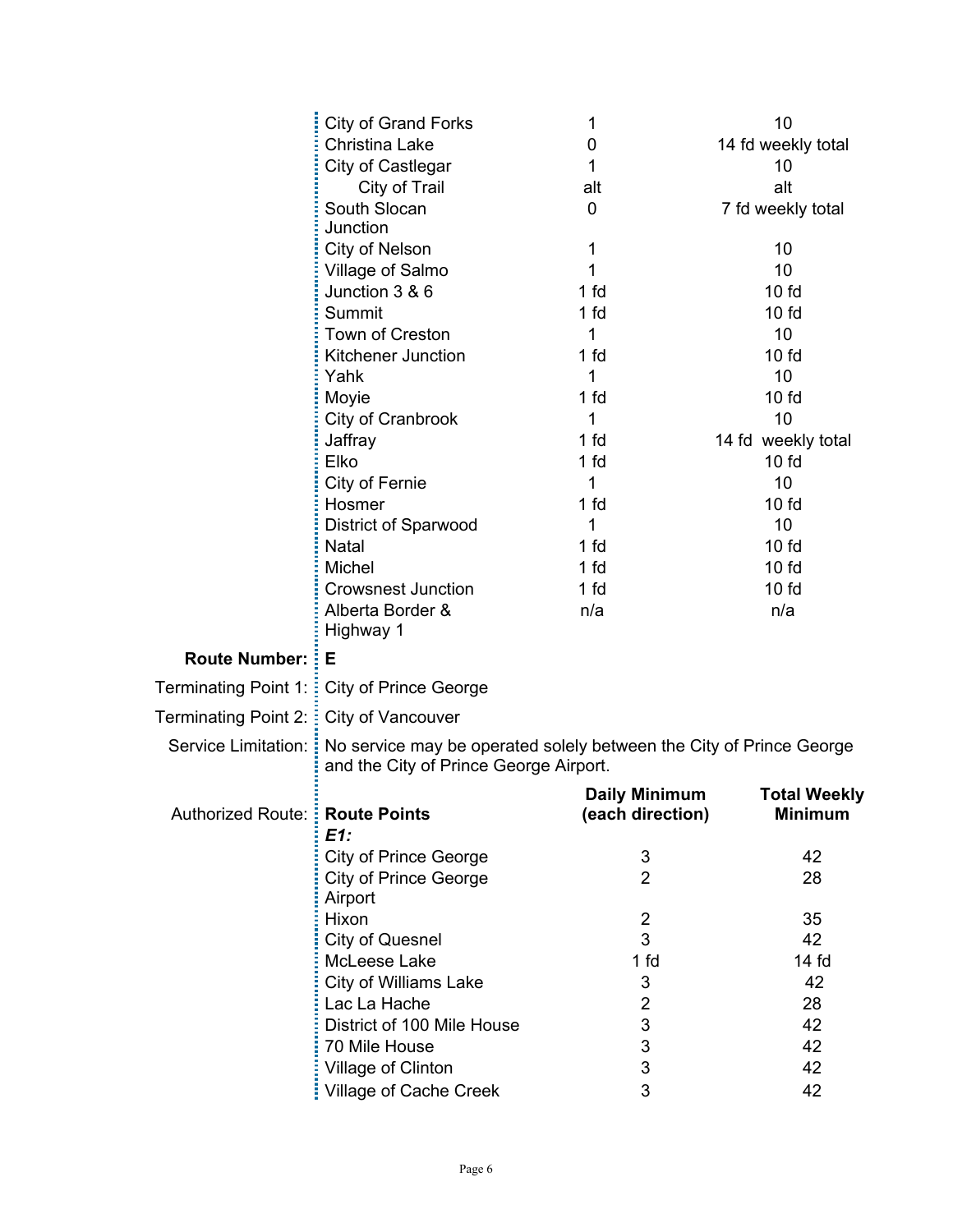| Route Points | Daily Minimum (each direction) | Total Weekly Minimum |
|---|---|---|
| City of Grand Forks | 1 | 10 |
| Christina Lake | 0 | 14 fd weekly total |
| City of Castlegar | 1 | 10 |
| City of Trail | alt | alt |
| South Slocan Junction | 0 | 7 fd weekly total |
| City of Nelson | 1 | 10 |
| Village of Salmo | 1 | 10 |
| Junction 3 & 6 | 1 fd | 10 fd |
| Summit | 1 fd | 10 fd |
| Town of Creston | 1 | 10 |
| Kitchener Junction | 1 fd | 10 fd |
| Yahk | 1 | 10 |
| Moyie | 1 fd | 10 fd |
| City of Cranbrook | 1 | 10 |
| Jaffray | 1 fd | 14 fd weekly total |
| Elko | 1 fd | 10 fd |
| City of Fernie | 1 | 10 |
| Hosmer | 1 fd | 10 fd |
| District of Sparwood | 1 | 10 |
| Natal | 1 fd | 10 fd |
| Michel | 1 fd | 10 fd |
| Crowsnest Junction | 1 fd | 10 fd |
| Alberta Border & Highway 1 | n/a | n/a |

**Route Number:** **E**

Terminating Point 1: City of Prince George

Terminating Point 2: City of Vancouver

Service Limitation: No service may be operated solely between the City of Prince George and the City of Prince George Airport.

Authorized Route:

| **Route Points** | **Daily Minimum (each direction)** | **Total Weekly Minimum** |
|---|---|---|
| ***E1:*** | | |
| City of Prince George | 3 | 42 |
| City of Prince George Airport | 2 | 28 |
| Hixon | 2 | 35 |
| City of Quesnel | 3 | 42 |
| McLeese Lake | 1 fd | 14 fd |
| City of Williams Lake | 3 | 42 |
| Lac La Hache | 2 | 28 |
| District of 100 Mile House | 3 | 42 |
| 70 Mile House | 3 | 42 |
| Village of Clinton | 3 | 42 |
| Village of Cache Creek | 3 | 42 |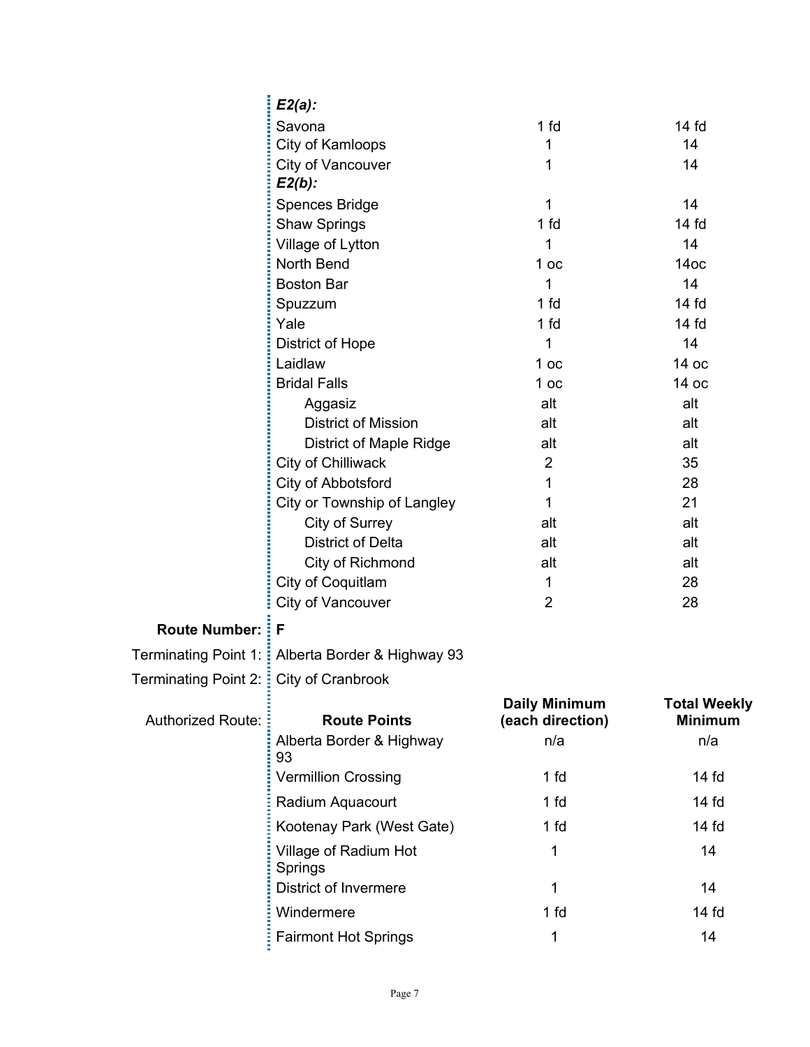| | | |
|---|---|---|
| ***E2(a):*** | | |
| Savona | 1 fd | 14 fd |
| City of Kamloops | 1 | 14 |
| City of Vancouver | 1 | 14 |
| ***E2(b):*** | | |
| Spences Bridge | 1 | 14 |
| Shaw Springs | 1 fd | 14 fd |
| Village of Lytton | 1 | 14 |
| North Bend | 1 oc | 14oc |
| Boston Bar | 1 | 14 |
| Spuzzum | 1 fd | 14 fd |
| Yale | 1 fd | 14 fd |
| District of Hope | 1 | 14 |
| Laidlaw | 1 oc | 14 oc |
| Bridal Falls | 1 oc | 14 oc |
| Aggasiz | alt | alt |
| District of Mission | alt | alt |
| District of Maple Ridge | alt | alt |
| City of Chilliwack | 2 | 35 |
| City of Abbotsford | 1 | 28 |
| City or Township of Langley | 1 | 21 |
| City of Surrey | alt | alt |
| District of Delta | alt | alt |
| City of Richmond | alt | alt |
| City of Coquitlam | 1 | 28 |
| City of Vancouver | 2 | 28 |

**Route Number:** **F**

Terminating Point 1: Alberta Border & Highway 93

Terminating Point 2: City of Cranbrook

Authorized Route:

| Route Points | Daily Minimum (each direction) | Total Weekly Minimum |
|---|---|---|
| Alberta Border & Highway 93 | n/a | n/a |
| Vermillion Crossing | 1 fd | 14 fd |
| Radium Aquacourt | 1 fd | 14 fd |
| Kootenay Park (West Gate) | 1 fd | 14 fd |
| Village of Radium Hot Springs | 1 | 14 |
| District of Invermere | 1 | 14 |
| Windermere | 1 fd | 14 fd |
| Fairmont Hot Springs | 1 | 14 |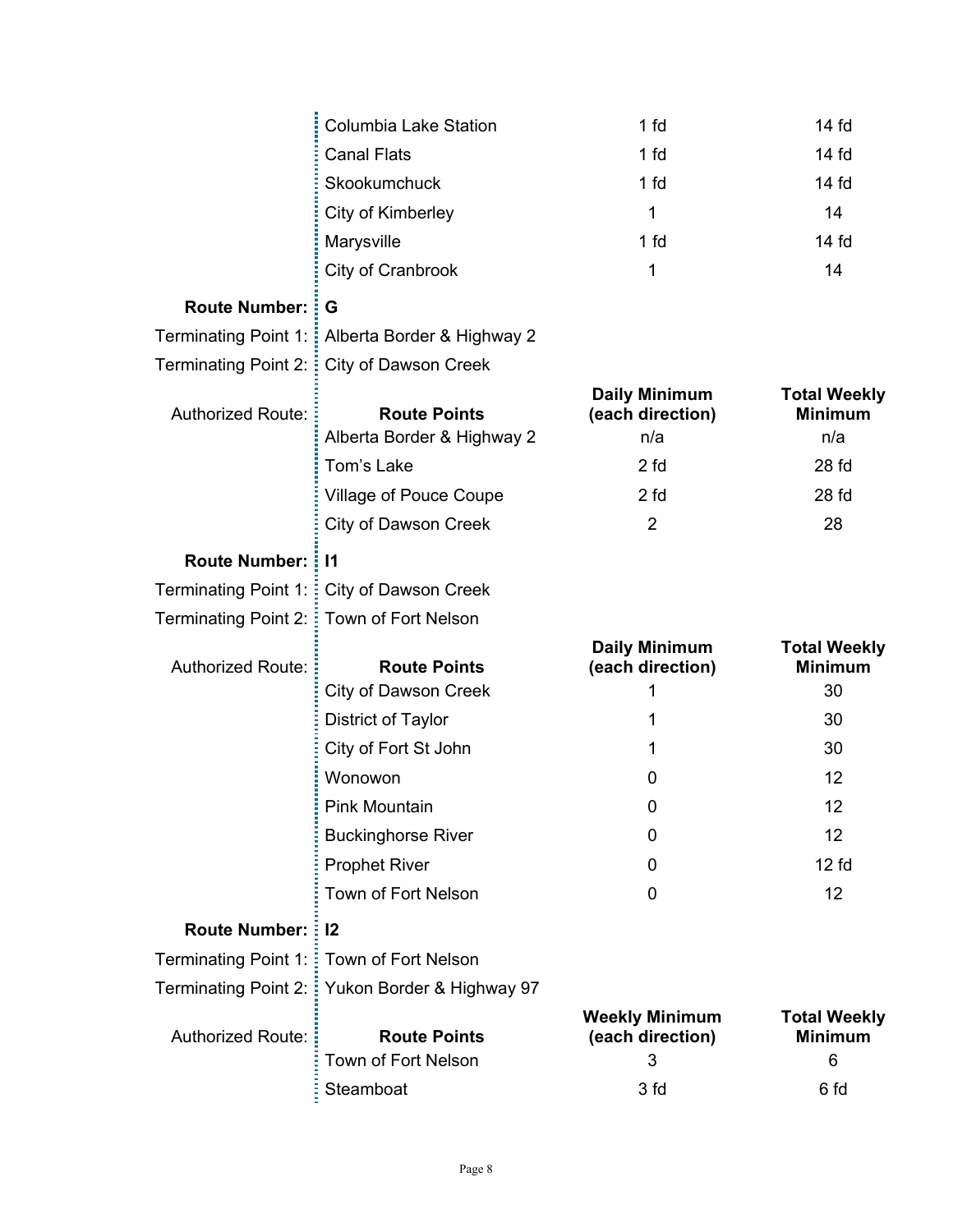| Route Points | Daily Minimum (each direction) | Total Weekly Minimum |
|---|---|---|
| Columbia Lake Station | 1 fd | 14 fd |
| Canal Flats | 1 fd | 14 fd |
| Skookumchuck | 1 fd | 14 fd |
| City of Kimberley | 1 | 14 |
| Marysville | 1 fd | 14 fd |
| City of Cranbrook | 1 | 14 |

**Route Number:** **G**

Terminating Point 1: Alberta Border & Highway 2

Terminating Point 2: City of Dawson Creek

Authorized Route:

| Route Points | Daily Minimum (each direction) | Total Weekly Minimum |
|---|---|---|
| Alberta Border & Highway 2 | n/a | n/a |
| Tom's Lake | 2 fd | 28 fd |
| Village of Pouce Coupe | 2 fd | 28 fd |
| City of Dawson Creek | 2 | 28 |

**Route Number:** **I1**

Terminating Point 1: City of Dawson Creek

Terminating Point 2: Town of Fort Nelson

Authorized Route:

| Route Points | Daily Minimum (each direction) | Total Weekly Minimum |
|---|---|---|
| City of Dawson Creek | 1 | 30 |
| District of Taylor | 1 | 30 |
| City of Fort St John | 1 | 30 |
| Wonowon | 0 | 12 |
| Pink Mountain | 0 | 12 |
| Buckinghorse River | 0 | 12 |
| Prophet River | 0 | 12 fd |
| Town of Fort Nelson | 0 | 12 |

**Route Number:** **I2**

Terminating Point 1: Town of Fort Nelson

Terminating Point 2: Yukon Border & Highway 97

Authorized Route:

| Route Points | Weekly Minimum (each direction) | Total Weekly Minimum |
|---|---|---|
| Town of Fort Nelson | 3 | 6 |
| Steamboat | 3 fd | 6 fd |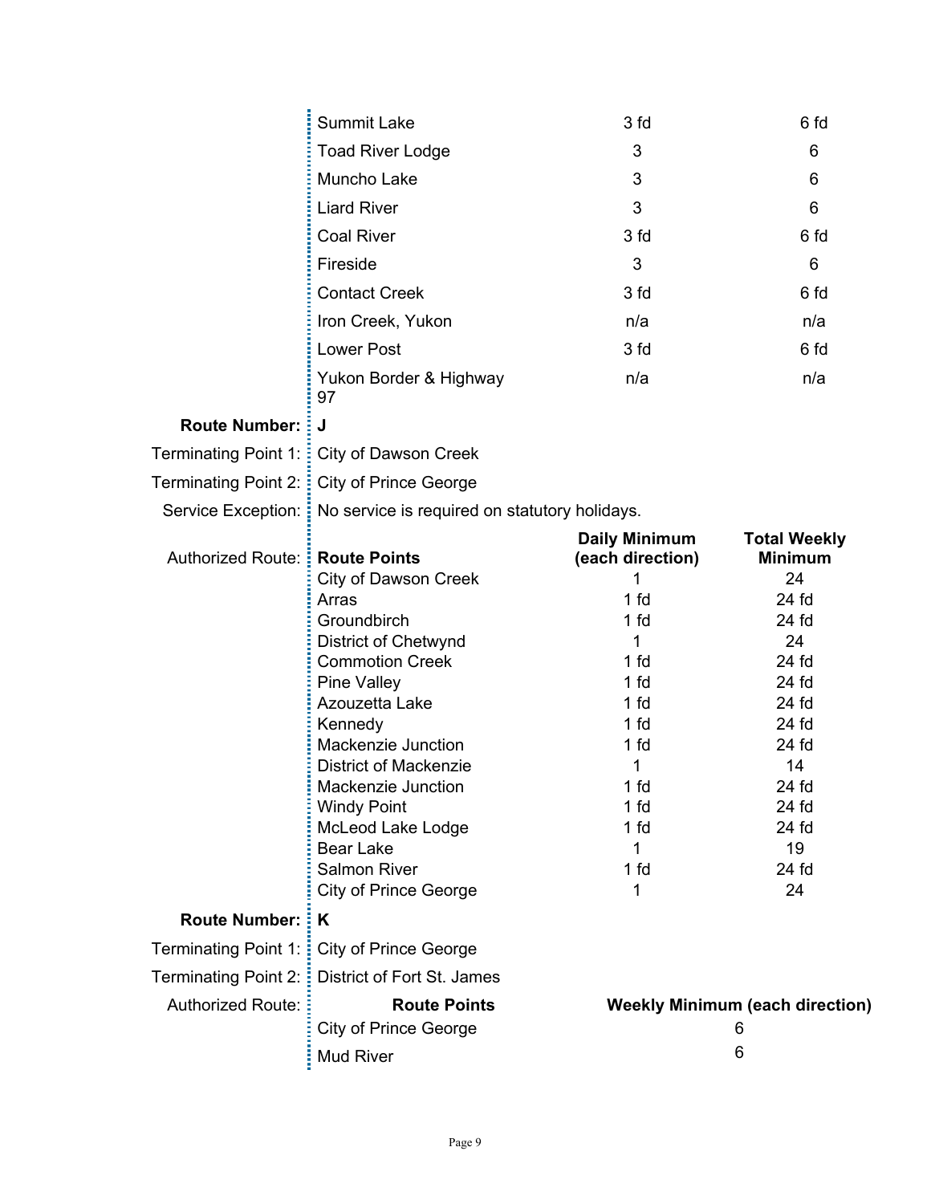| Route Points | Daily Minimum (each direction) | Total Weekly Minimum |
|---|---|---|
| Summit Lake | 3 fd | 6 fd |
| Toad River Lodge | 3 | 6 |
| Muncho Lake | 3 | 6 |
| Liard River | 3 | 6 |
| Coal River | 3 fd | 6 fd |
| Fireside | 3 | 6 |
| Contact Creek | 3 fd | 6 fd |
| Iron Creek, Yukon | n/a | n/a |
| Lower Post | 3 fd | 6 fd |
| Yukon Border & Highway 97 | n/a | n/a |

**Route Number:** **J**

Terminating Point 1: City of Dawson Creek

Terminating Point 2: City of Prince George

Service Exception: No service is required on statutory holidays.

Authorized Route:

| Route Points | Daily Minimum (each direction) | Total Weekly Minimum |
|---|---|---|
| City of Dawson Creek | 1 | 24 |
| Arras | 1 fd | 24 fd |
| Groundbirch | 1 fd | 24 fd |
| District of Chetwynd | 1 | 24 |
| Commotion Creek | 1 fd | 24 fd |
| Pine Valley | 1 fd | 24 fd |
| Azouzetta Lake | 1 fd | 24 fd |
| Kennedy | 1 fd | 24 fd |
| Mackenzie Junction | 1 fd | 24 fd |
| District of Mackenzie | 1 | 14 |
| Mackenzie Junction | 1 fd | 24 fd |
| Windy Point | 1 fd | 24 fd |
| McLeod Lake Lodge | 1 fd | 24 fd |
| Bear Lake | 1 | 19 |
| Salmon River | 1 fd | 24 fd |
| City of Prince George | 1 | 24 |

**Route Number:** **K**

Terminating Point 1: City of Prince George

Terminating Point 2: District of Fort St. James

Authorized Route:

| Route Points | Weekly Minimum (each direction) |
|---|---|
| City of Prince George | 6 |
| Mud River | 6 |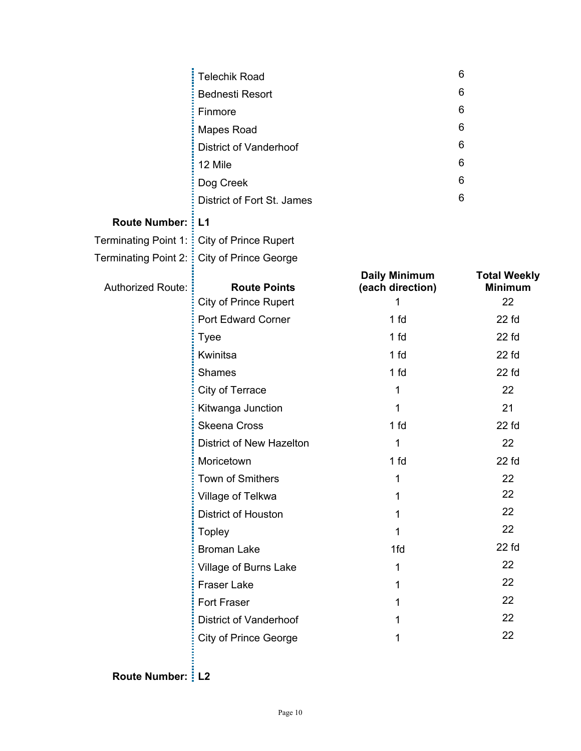| | |
|---|---|
| Telechik Road | 6 |
| Bednesti Resort | 6 |
| Finmore | 6 |
| Mapes Road | 6 |
| District of Vanderhoof | 6 |
| 12 Mile | 6 |
| Dog Creek | 6 |
| District of Fort St. James | 6 |

**Route Number:** **L1**

Terminating Point 1: City of Prince Rupert

Terminating Point 2: City of Prince George

Authorized Route:

| Route Points | Daily Minimum (each direction) | Total Weekly Minimum |
|---|---|---|
| City of Prince Rupert | 1 | 22 |
| Port Edward Corner | 1 fd | 22 fd |
| Tyee | 1 fd | 22 fd |
| Kwinitsa | 1 fd | 22 fd |
| Shames | 1 fd | 22 fd |
| City of Terrace | 1 | 22 |
| Kitwanga Junction | 1 | 21 |
| Skeena Cross | 1 fd | 22 fd |
| District of New Hazelton | 1 | 22 |
| Moricetown | 1 fd | 22 fd |
| Town of Smithers | 1 | 22 |
| Village of Telkwa | 1 | 22 |
| District of Houston | 1 | 22 |
| Topley | 1 | 22 |
| Broman Lake | 1fd | 22 fd |
| Village of Burns Lake | 1 | 22 |
| Fraser Lake | 1 | 22 |
| Fort Fraser | 1 | 22 |
| District of Vanderhoof | 1 | 22 |
| City of Prince George | 1 | 22 |

**Route Number:** **L2**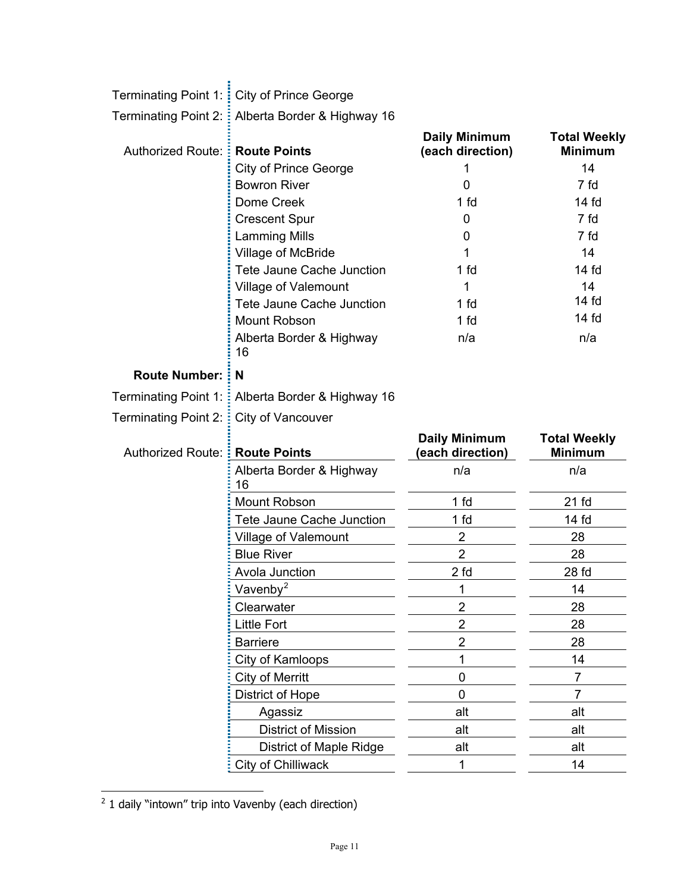Terminating Point 1: City of Prince George

Terminating Point 2: Alberta Border & Highway 16

Authorized Route:

| Route Points | Daily Minimum (each direction) | Total Weekly Minimum |
|---|---|---|
| City of Prince George | 1 | 14 |
| Bowron River | 0 | 7 fd |
| Dome Creek | 1 fd | 14 fd |
| Crescent Spur | 0 | 7 fd |
| Lamming Mills | 0 | 7 fd |
| Village of McBride | 1 | 14 |
| Tete Jaune Cache Junction | 1 fd | 14 fd |
| Village of Valemount | 1 | 14 |
| Tete Jaune Cache Junction | 1 fd | 14 fd |
| Mount Robson | 1 fd | 14 fd |
| Alberta Border & Highway 16 | n/a | n/a |

**Route Number:** **N**

Terminating Point 1: Alberta Border & Highway 16

Terminating Point 2: City of Vancouver

Authorized Route:

| Route Points | Daily Minimum (each direction) | Total Weekly Minimum |
|---|---|---|
| Alberta Border & Highway 16 | n/a | n/a |
| Mount Robson | 1 fd | 21 fd |
| Tete Jaune Cache Junction | 1 fd | 14 fd |
| Village of Valemount | 2 | 28 |
| Blue River | 2 | 28 |
| Avola Junction | 2 fd | 28 fd |
| Vavenby[2] | 1 | 14 |
| Clearwater | 2 | 28 |
| Little Fort | 2 | 28 |
| Barriere | 2 | 28 |
| City of Kamloops | 1 | 14 |
| City of Merritt | 0 | 7 |
| District of Hope | 0 | 7 |
| Agassiz | alt | alt |
| District of Mission | alt | alt |
| District of Maple Ridge | alt | alt |
| City of Chilliwack | 1 | 14 |

[2] 1 daily "intown" trip into Vavenby (each direction)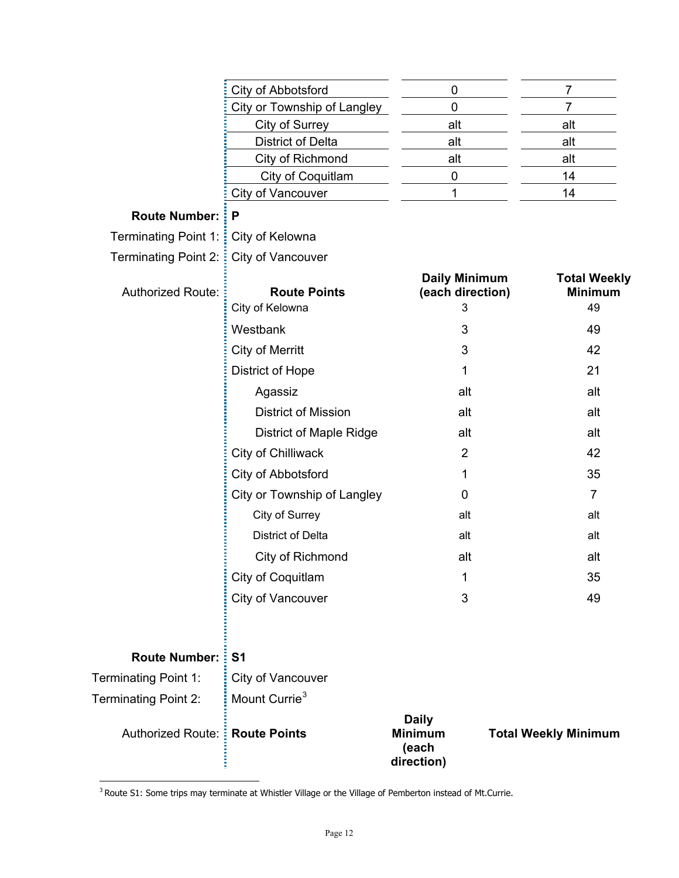| Route Points | Daily Minimum (each direction) | Total Weekly Minimum |
|---|---|---|
| City of Abbotsford | 0 | 7 |
| City or Township of Langley | 0 | 7 |
| City of Surrey | alt | alt |
| District of Delta | alt | alt |
| City of Richmond | alt | alt |
| City of Coquitlam | 0 | 14 |
| City of Vancouver | 1 | 14 |

**Route Number:** **P**

Terminating Point 1: City of Kelowna

Terminating Point 2: City of Vancouver

Authorized Route:

| Route Points | Daily Minimum (each direction) | Total Weekly Minimum |
|---|---|---|
| City of Kelowna | 3 | 49 |
| Westbank | 3 | 49 |
| City of Merritt | 3 | 42 |
| District of Hope | 1 | 21 |
| Agassiz | alt | alt |
| District of Mission | alt | alt |
| District of Maple Ridge | alt | alt |
| City of Chilliwack | 2 | 42 |
| City of Abbotsford | 1 | 35 |
| City or Township of Langley | 0 | 7 |
| City of Surrey | alt | alt |
| District of Delta | alt | alt |
| City of Richmond | alt | alt |
| City of Coquitlam | 1 | 35 |
| City of Vancouver | 3 | 49 |

**Route Number:** **S1**

Terminating Point 1: City of Vancouver

Terminating Point 2: Mount Currie[3]

Authorized Route:

| Route Points | Daily Minimum (each direction) | Total Weekly Minimum |
|---|---|---|

[3] Route S1: Some trips may terminate at Whistler Village or the Village of Pemberton instead of Mt.Currie.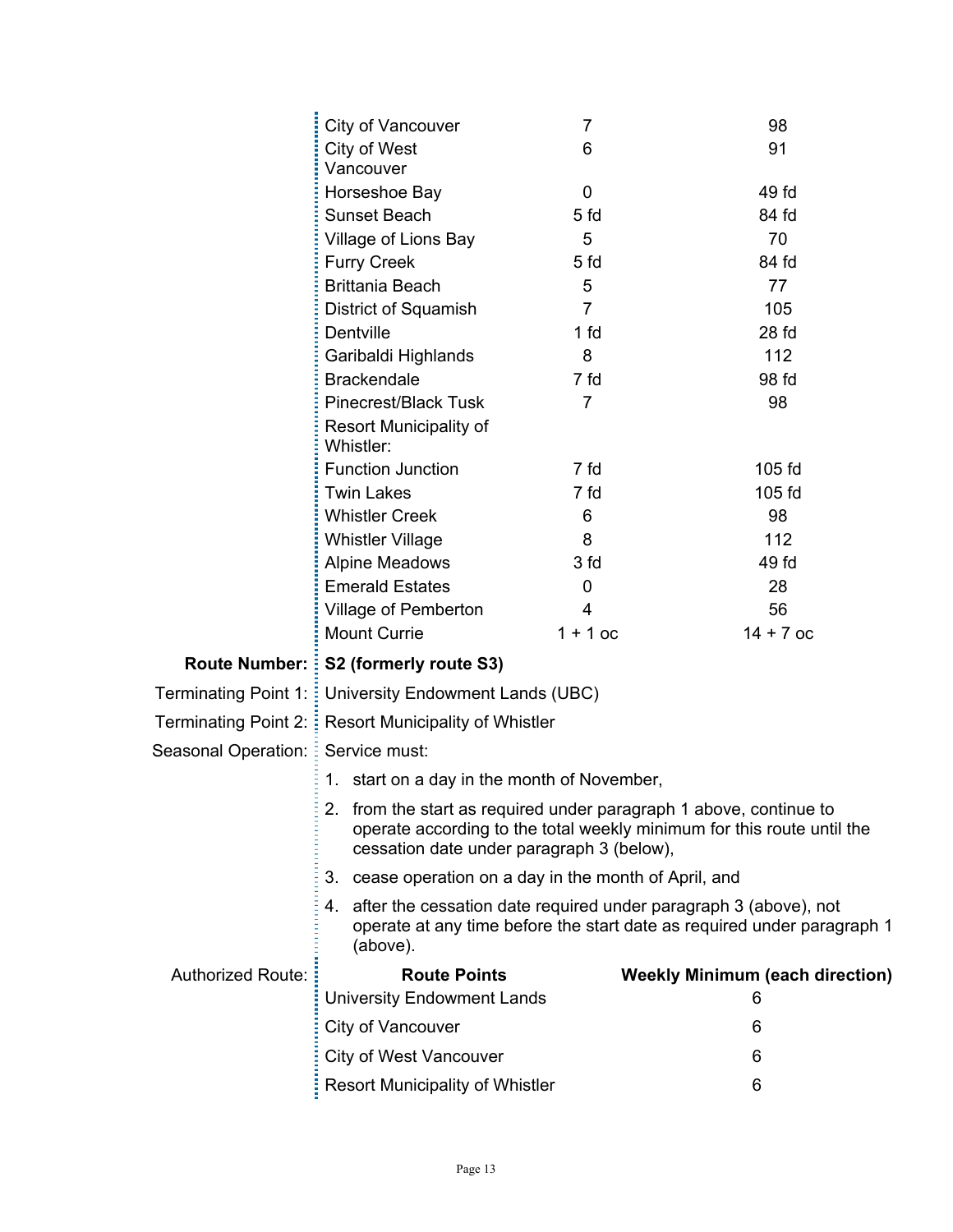| Route Points | | |
|---|---|---|
| City of Vancouver | 7 | 98 |
| City of West Vancouver | 6 | 91 |
| Horseshoe Bay | 0 | 49 fd |
| Sunset Beach | 5 fd | 84 fd |
| Village of Lions Bay | 5 | 70 |
| Furry Creek | 5 fd | 84 fd |
| Brittania Beach | 5 | 77 |
| District of Squamish | 7 | 105 |
| Dentville | 1 fd | 28 fd |
| Garibaldi Highlands | 8 | 112 |
| Brackendale | 7 fd | 98 fd |
| Pinecrest/Black Tusk | 7 | 98 |
| Resort Municipality of Whistler: | | |
| Function Junction | 7 fd | 105 fd |
| Twin Lakes | 7 fd | 105 fd |
| Whistler Creek | 6 | 98 |
| Whistler Village | 8 | 112 |
| Alpine Meadows | 3 fd | 49 fd |
| Emerald Estates | 0 | 28 |
| Village of Pemberton | 4 | 56 |
| Mount Currie | 1 + 1 oc | 14 + 7 oc |

**Route Number:** **S2 (formerly route S3)**

Terminating Point 1: University Endowment Lands (UBC)

Terminating Point 2: Resort Municipality of Whistler

Seasonal Operation: Service must:

1. start on a day in the month of November,
2. from the start as required under paragraph 1 above, continue to operate according to the total weekly minimum for this route until the cessation date under paragraph 3 (below),
3. cease operation on a day in the month of April, and
4. after the cessation date required under paragraph 3 (above), not operate at any time before the start date as required under paragraph 1 (above).

Authorized Route:

| Route Points | Weekly Minimum (each direction) |
|---|---|
| University Endowment Lands | 6 |
| City of Vancouver | 6 |
| City of West Vancouver | 6 |
| Resort Municipality of Whistler | 6 |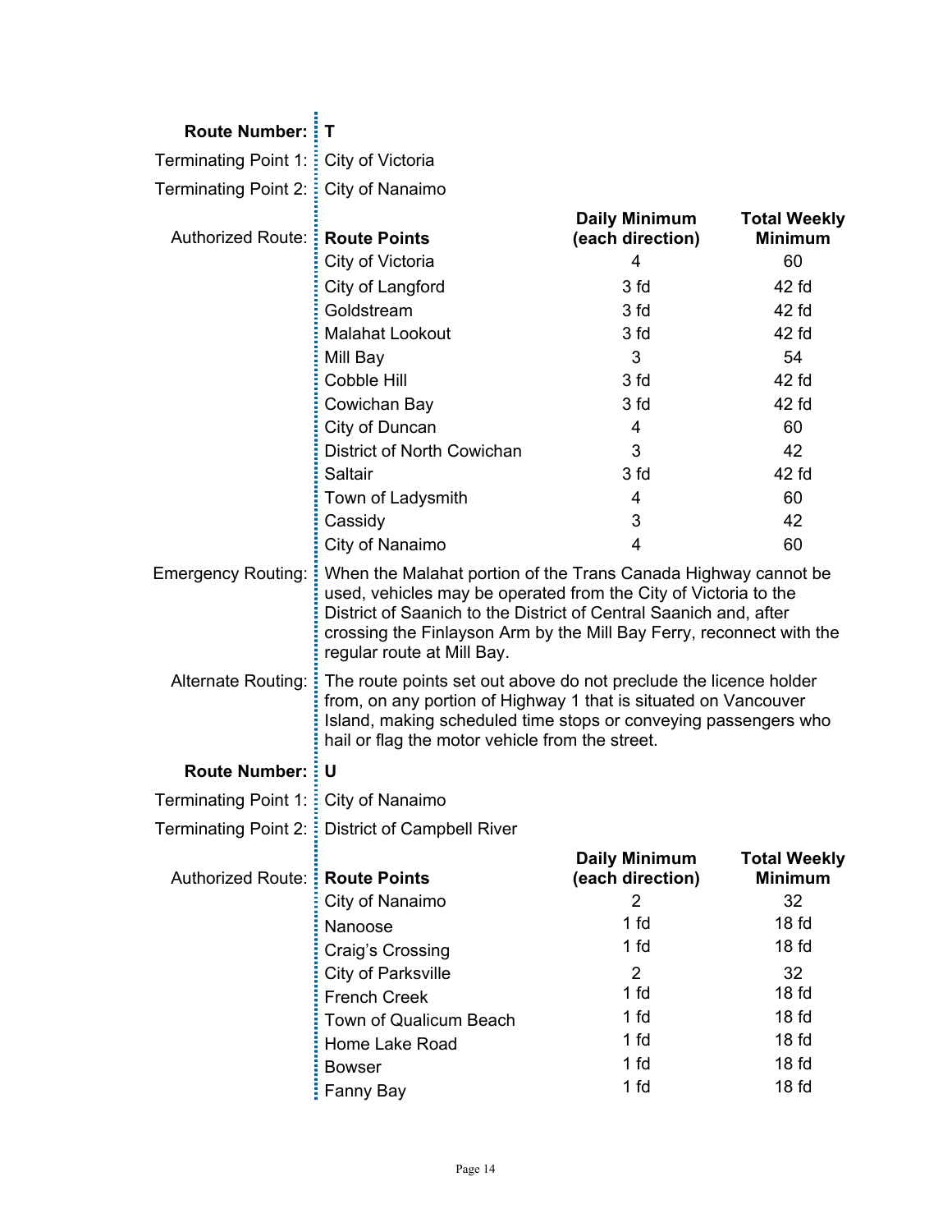**Route Number:** T

Terminating Point 1: City of Victoria

Terminating Point 2: City of Nanaimo

Authorized Route:

| Route Points | Daily Minimum (each direction) | Total Weekly Minimum |
|---|---|---|
| City of Victoria | 4 | 60 |
| City of Langford | 3 fd | 42 fd |
| Goldstream | 3 fd | 42 fd |
| Malahat Lookout | 3 fd | 42 fd |
| Mill Bay | 3 | 54 |
| Cobble Hill | 3 fd | 42 fd |
| Cowichan Bay | 3 fd | 42 fd |
| City of Duncan | 4 | 60 |
| District of North Cowichan | 3 | 42 |
| Saltair | 3 fd | 42 fd |
| Town of Ladysmith | 4 | 60 |
| Cassidy | 3 | 42 |
| City of Nanaimo | 4 | 60 |

Emergency Routing: When the Malahat portion of the Trans Canada Highway cannot be used, vehicles may be operated from the City of Victoria to the District of Saanich to the District of Central Saanich and, after crossing the Finlayson Arm by the Mill Bay Ferry, reconnect with the regular route at Mill Bay.

Alternate Routing: The route points set out above do not preclude the licence holder from, on any portion of Highway 1 that is situated on Vancouver Island, making scheduled time stops or conveying passengers who hail or flag the motor vehicle from the street.

**Route Number:** U

Terminating Point 1: City of Nanaimo

Terminating Point 2: District of Campbell River

Authorized Route:

| Route Points | Daily Minimum (each direction) | Total Weekly Minimum |
|---|---|---|
| City of Nanaimo | 2 | 32 |
| Nanoose | 1 fd | 18 fd |
| Craig's Crossing | 1 fd | 18 fd |
| City of Parksville | 2 | 32 |
| French Creek | 1 fd | 18 fd |
| Town of Qualicum Beach | 1 fd | 18 fd |
| Home Lake Road | 1 fd | 18 fd |
| Bowser | 1 fd | 18 fd |
| Fanny Bay | 1 fd | 18 fd |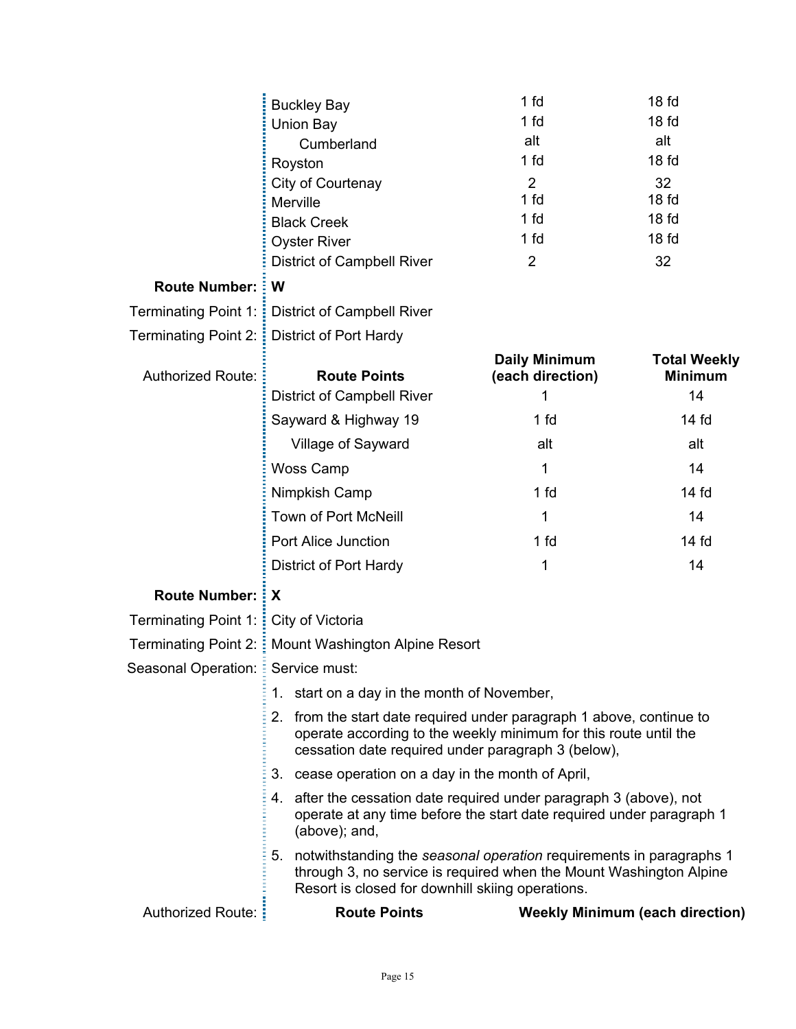| Route Points | Daily Minimum (each direction) | Total Weekly Minimum |
|---|---|---|
| Buckley Bay | 1 fd | 18 fd |
| Union Bay | 1 fd | 18 fd |
| Cumberland | alt | alt |
| Royston | 1 fd | 18 fd |
| City of Courtenay | 2 | 32 |
| Merville | 1 fd | 18 fd |
| Black Creek | 1 fd | 18 fd |
| Oyster River | 1 fd | 18 fd |
| District of Campbell River | 2 | 32 |

**Route Number:** **W**

Terminating Point 1: District of Campbell River

Terminating Point 2: District of Port Hardy

Authorized Route:

| Route Points | Daily Minimum (each direction) | Total Weekly Minimum |
|---|---|---|
| District of Campbell River | 1 | 14 |
| Sayward & Highway 19 | 1 fd | 14 fd |
| Village of Sayward | alt | alt |
| Woss Camp | 1 | 14 |
| Nimpkish Camp | 1 fd | 14 fd |
| Town of Port McNeill | 1 | 14 |
| Port Alice Junction | 1 fd | 14 fd |
| District of Port Hardy | 1 | 14 |

**Route Number:** **X**

Terminating Point 1: City of Victoria

Terminating Point 2: Mount Washington Alpine Resort

Seasonal Operation: Service must:

1. start on a day in the month of November,
2. from the start date required under paragraph 1 above, continue to operate according to the weekly minimum for this route until the cessation date required under paragraph 3 (below),
3. cease operation on a day in the month of April,
4. after the cessation date required under paragraph 3 (above), not operate at any time before the start date required under paragraph 1 (above); and,
5. notwithstanding the *seasonal operation* requirements in paragraphs 1 through 3, no service is required when the Mount Washington Alpine Resort is closed for downhill skiing operations.

Authorized Route:

| Route Points | Weekly Minimum (each direction) |
|---|---|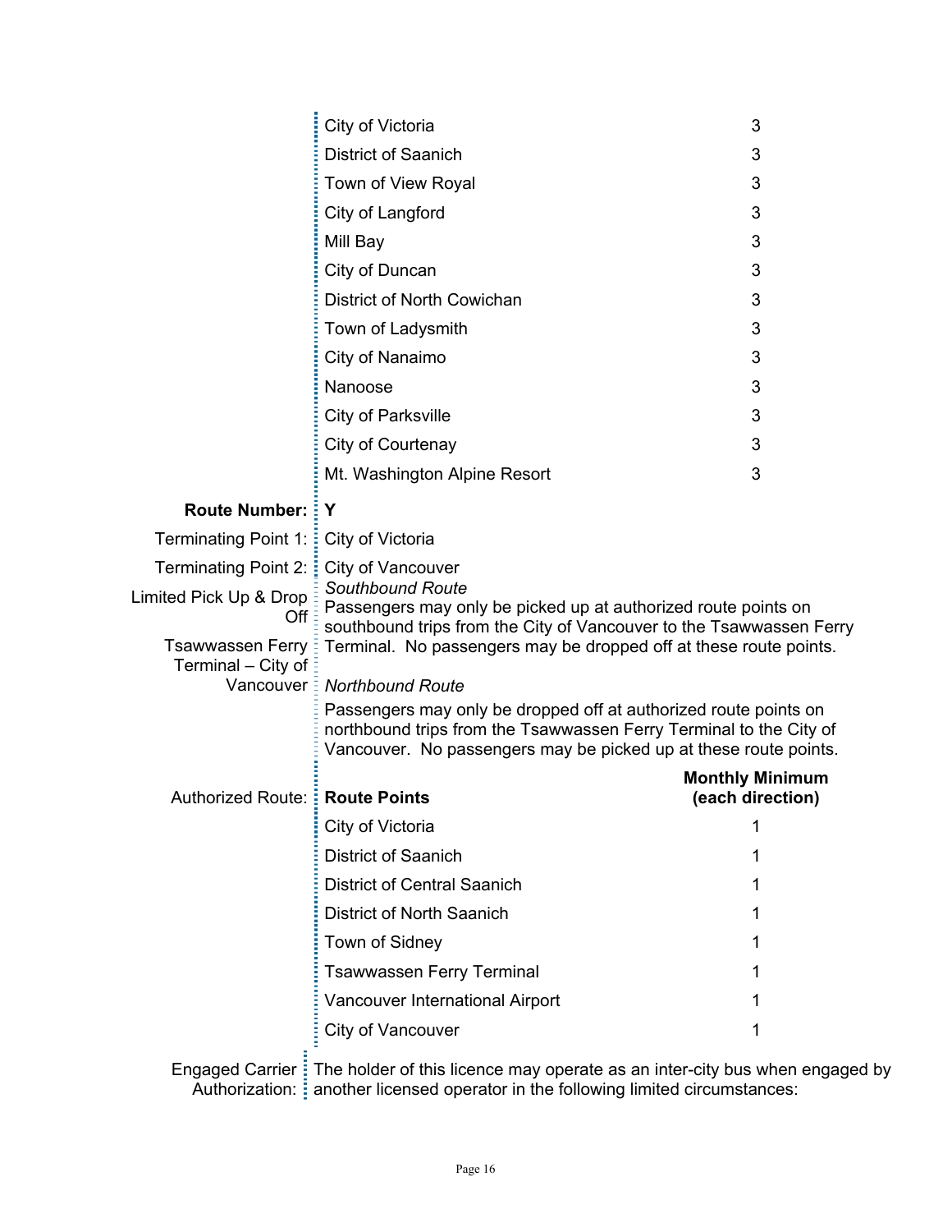| | |
|---|---|
| City of Victoria | 3 |
| District of Saanich | 3 |
| Town of View Royal | 3 |
| City of Langford | 3 |
| Mill Bay | 3 |
| City of Duncan | 3 |
| District of North Cowichan | 3 |
| Town of Ladysmith | 3 |
| City of Nanaimo | 3 |
| Nanoose | 3 |
| City of Parksville | 3 |
| City of Courtenay | 3 |
| Mt. Washington Alpine Resort | 3 |

**Route Number:** **Y**

Terminating Point 1: City of Victoria

Terminating Point 2: City of Vancouver

Limited Pick Up & Drop Off Tsawwassen Ferry Terminal – City of Vancouver:

*Southbound Route*
Passengers may only be picked up at authorized route points on southbound trips from the City of Vancouver to the Tsawwassen Ferry Terminal. No passengers may be dropped off at these route points.

*Northbound Route*
Passengers may only be dropped off at authorized route points on northbound trips from the Tsawwassen Ferry Terminal to the City of Vancouver. No passengers may be picked up at these route points.

Authorized Route:

| **Route Points** | **Monthly Minimum (each direction)** |
|---|---|
| City of Victoria | 1 |
| District of Saanich | 1 |
| District of Central Saanich | 1 |
| District of North Saanich | 1 |
| Town of Sidney | 1 |
| Tsawwassen Ferry Terminal | 1 |
| Vancouver International Airport | 1 |
| City of Vancouver | 1 |

Engaged Carrier Authorization: The holder of this licence may operate as an inter-city bus when engaged by another licensed operator in the following limited circumstances: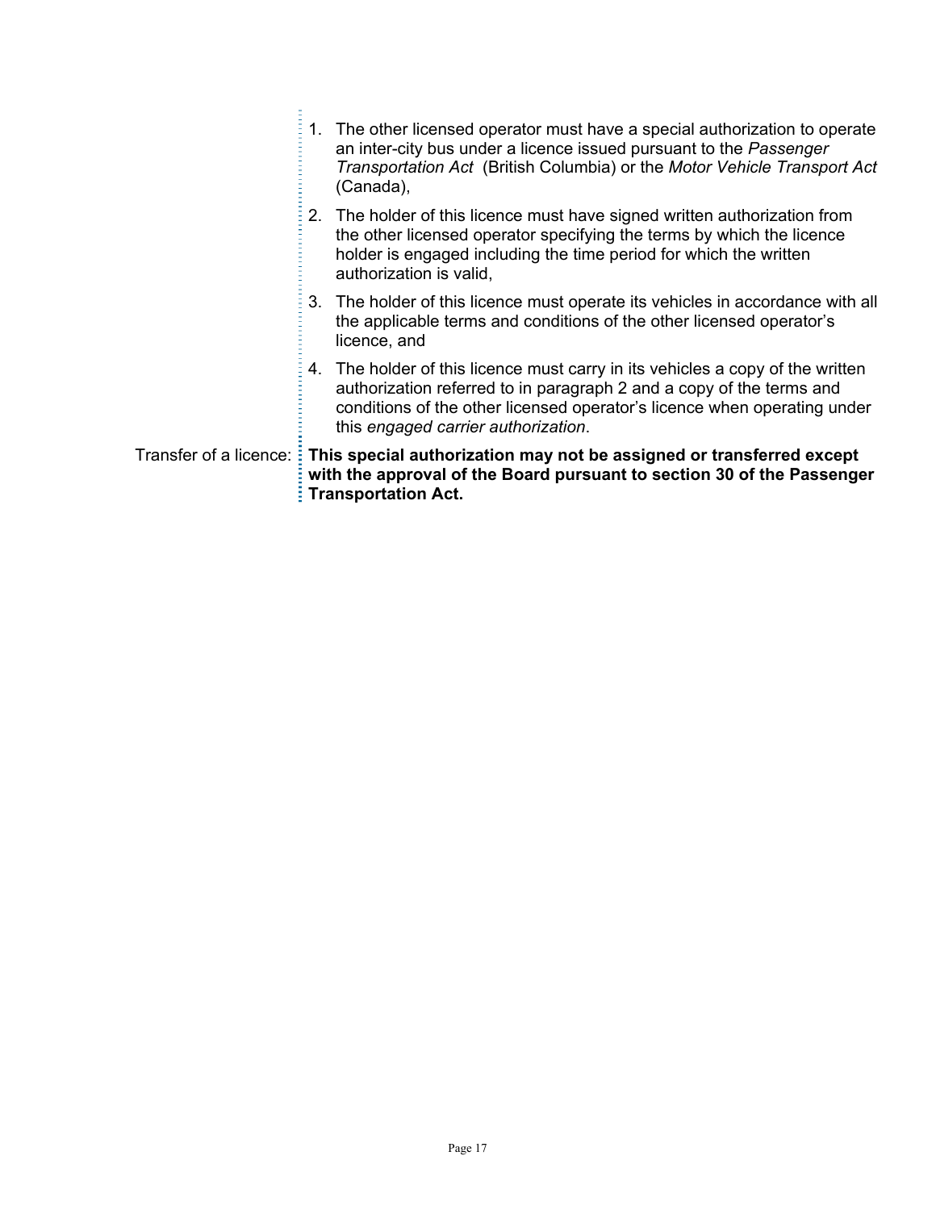1. The other licensed operator must have a special authorization to operate an inter-city bus under a licence issued pursuant to the *Passenger Transportation Act* (British Columbia) or the *Motor Vehicle Transport Act* (Canada),
2. The holder of this licence must have signed written authorization from the other licensed operator specifying the terms by which the licence holder is engaged including the time period for which the written authorization is valid,
3. The holder of this licence must operate its vehicles in accordance with all the applicable terms and conditions of the other licensed operator's licence, and
4. The holder of this licence must carry in its vehicles a copy of the written authorization referred to in paragraph 2 and a copy of the terms and conditions of the other licensed operator's licence when operating under this *engaged carrier authorization*.

Transfer of a licence: **This special authorization may not be assigned or transferred except with the approval of the Board pursuant to section 30 of the Passenger Transportation Act.**